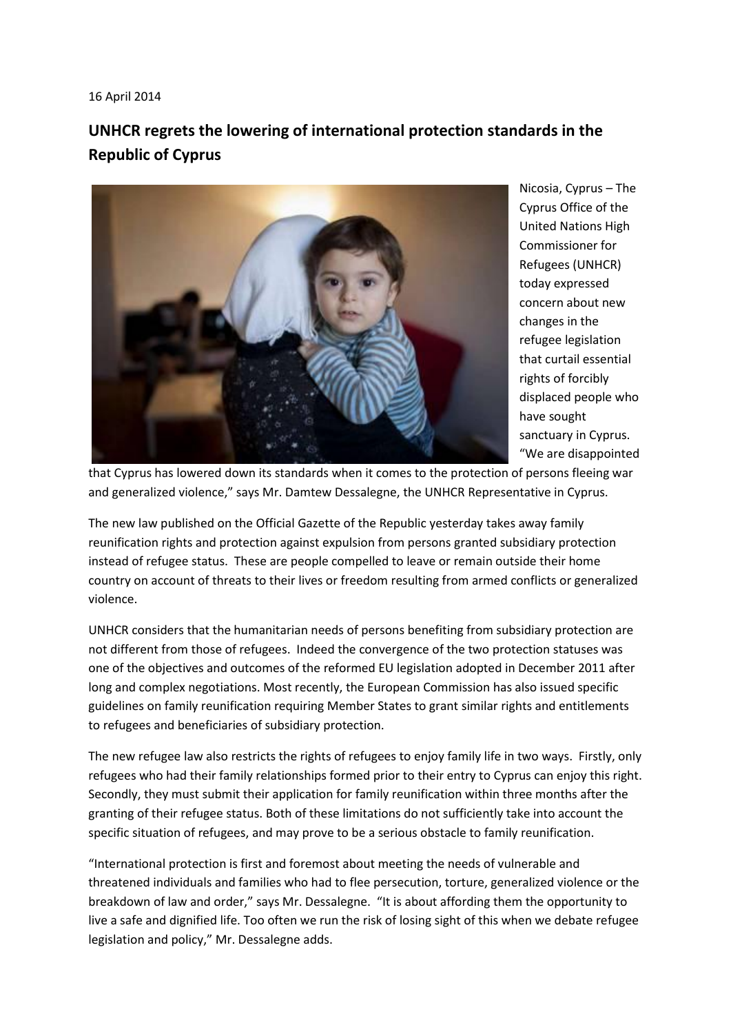16 April 2014

## UNHCR regrets the lowering of international protection standards in the Republic of Cyprus

Nicosia, Cyprus – The Cyprus Office of the United Nations High Commissioner for Refugees (UNHCR) today expressed concern about new changes in the refugee legislation that curtail essential rights of forcibly displaced people who have sought sanctuary in Cyprus. "We are disappointed that Cyprus has lowered down its standards when it comes to the protection of persons fleeing war and generalized violence," says Mr. Damtew Dessalegne, the UNHCR Representative in Cyprus.

The new law published on the Official Gazette of the Republic yesterday takes away family reunification rights and protection against expulsion from persons granted subsidiary protection instead of refugee status. These are people compelled to leave or remain outside their home country on account of threats to their lives or freedom resulting from armed conflicts or generalized violence.

UNHCR considers that the humanitarian needs of persons benefiting from subsidiary protection are not different from those of refugees. Indeed the convergence of the two protection statuses was one of the objectives and outcomes of the reformed EU legislation adopted in December 2011 after long and complex negotiations. Most recently, the European Commission has also issued specific guidelines on family reunification requiring Member States to grant similar rights and entitlements to refugees and beneficiaries of subsidiary protection.

The new refugee law also restricts the rights of refugees to enjoy family life in two ways. Firstly, only refugees who had their family relationships formed prior to their entry to Cyprus can enjoy this right. Secondly, they must submit their application for family reunification within three months after the granting of their refugee status. Both of these limitations do not sufficiently take into account the specific situation of refugees, and may prove to be a serious obstacle to family reunification.

"International protection is first and foremost about meeting the needs of vulnerable and threatened individuals and families who had to flee persecution, torture, generalized violence or the breakdown of law and order," says Mr. Dessalegne. "It is about affording them the opportunity to live a safe and dignified life. Too often we run the risk of losing sight of this when we debate refugee legislation and policy," Mr. Dessalegne adds.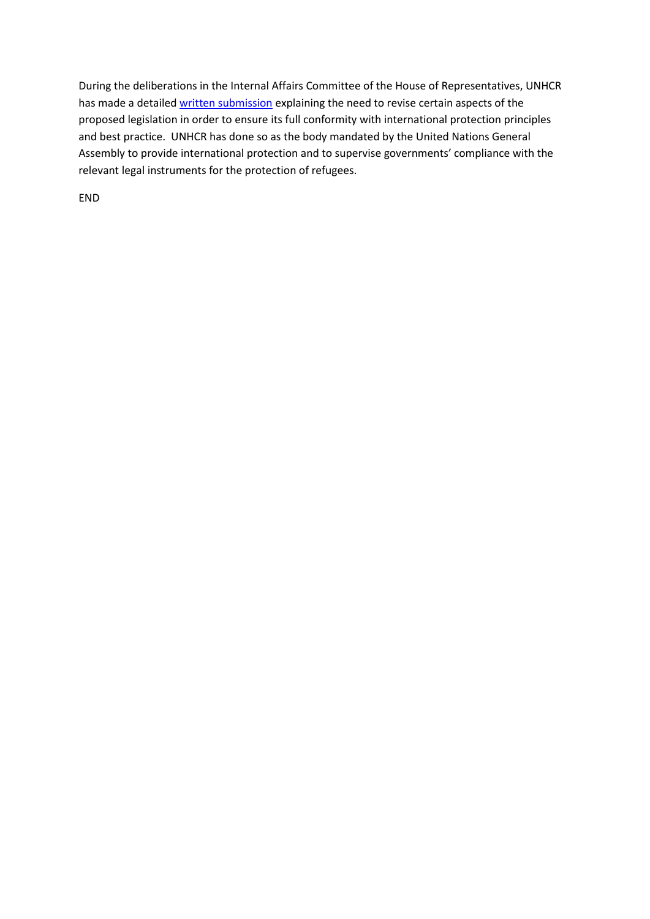During the deliberations in the Internal Affairs Committee of the House of Representatives, UNHCR has made a detailed written submission explaining the need to revise certain aspects of the proposed legislation in order to ensure its full conformity with international protection principles and best practice. UNHCR has done so as the body mandated by the United Nations General Assembly to provide international protection and to supervise governments' compliance with the relevant legal instruments for the protection of refugees.

END